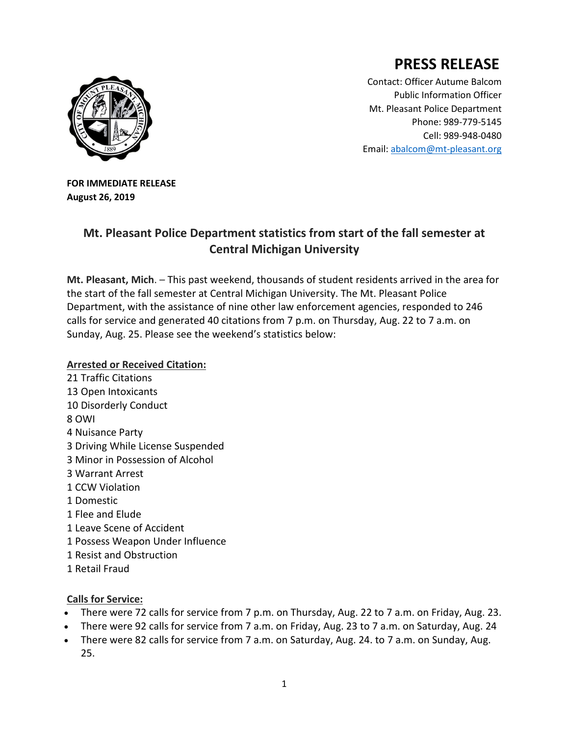# PRESS RELEASE

Contact: Officer Autume Balcom
Public Information Officer
Mt. Pleasant Police Department
Phone: 989-779-5145
Cell: 989-948-0480
Email: abalcom@mt-pleasant.org

**FOR IMMEDIATE RELEASE**
**August 26, 2019**

## Mt. Pleasant Police Department statistics from start of the fall semester at Central Michigan University

**Mt. Pleasant, Mich**. – This past weekend, thousands of student residents arrived in the area for the start of the fall semester at Central Michigan University. The Mt. Pleasant Police Department, with the assistance of nine other law enforcement agencies, responded to 246 calls for service and generated 40 citations from 7 p.m. on Thursday, Aug. 22 to 7 a.m. on Sunday, Aug. 25. Please see the weekend's statistics below:

**Arrested or Received Citation:**

21 Traffic Citations
13 Open Intoxicants
10 Disorderly Conduct
8 OWI
4 Nuisance Party
3 Driving While License Suspended
3 Minor in Possession of Alcohol
3 Warrant Arrest
1 CCW Violation
1 Domestic
1 Flee and Elude
1 Leave Scene of Accident
1 Possess Weapon Under Influence
1 Resist and Obstruction
1 Retail Fraud

**Calls for Service:**

- There were 72 calls for service from 7 p.m. on Thursday, Aug. 22 to 7 a.m. on Friday, Aug. 23.
- There were 92 calls for service from 7 a.m. on Friday, Aug. 23 to 7 a.m. on Saturday, Aug. 24
- There were 82 calls for service from 7 a.m. on Saturday, Aug. 24. to 7 a.m. on Sunday, Aug. 25.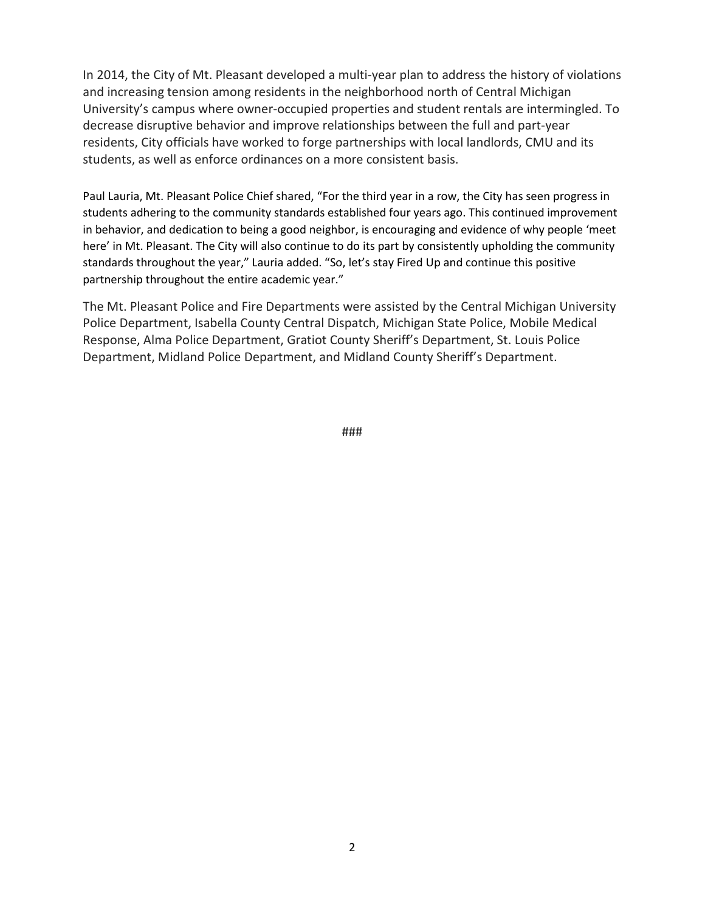In 2014, the City of Mt. Pleasant developed a multi-year plan to address the history of violations and increasing tension among residents in the neighborhood north of Central Michigan University's campus where owner-occupied properties and student rentals are intermingled. To decrease disruptive behavior and improve relationships between the full and part-year residents, City officials have worked to forge partnerships with local landlords, CMU and its students, as well as enforce ordinances on a more consistent basis.

Paul Lauria, Mt. Pleasant Police Chief shared, "For the third year in a row, the City has seen progress in students adhering to the community standards established four years ago. This continued improvement in behavior, and dedication to being a good neighbor, is encouraging and evidence of why people 'meet here' in Mt. Pleasant. The City will also continue to do its part by consistently upholding the community standards throughout the year," Lauria added. "So, let's stay Fired Up and continue this positive partnership throughout the entire academic year."

The Mt. Pleasant Police and Fire Departments were assisted by the Central Michigan University Police Department, Isabella County Central Dispatch, Michigan State Police, Mobile Medical Response, Alma Police Department, Gratiot County Sheriff's Department, St. Louis Police Department, Midland Police Department, and Midland County Sheriff's Department.

###